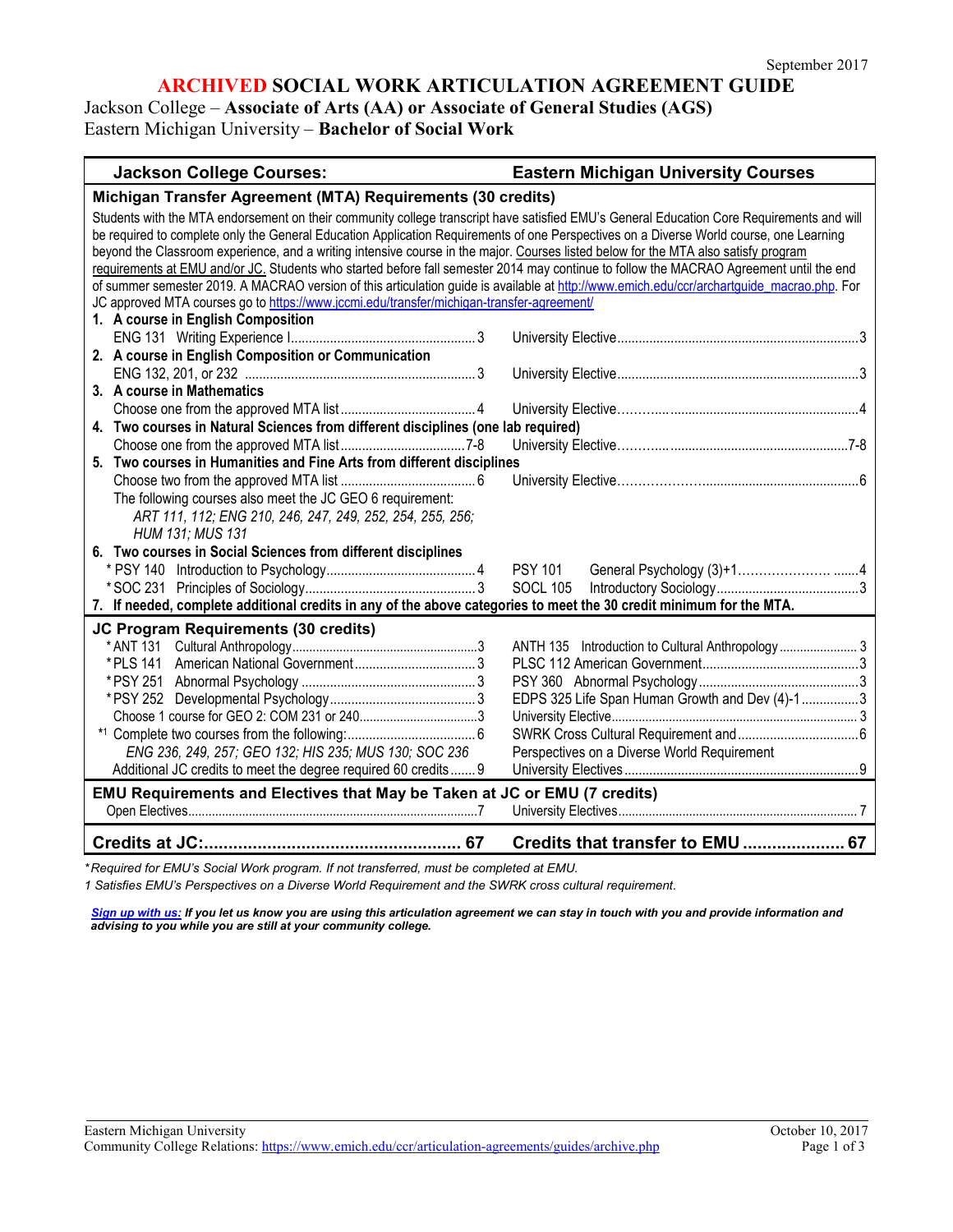September 2017

# ARCHIVED SOCIAL WORK ARTICULATION AGREEMENT GUIDE

Jackson College – **Associate of Arts (AA) or Associate of General Studies (AGS)**
Eastern Michigan University – **Bachelor of Social Work**

| Jackson College Courses: | | Eastern Michigan University Courses | |
|---|---|---|---|
| **Michigan Transfer Agreement (MTA) Requirements (30 credits)** | | | |
| Students with the MTA endorsement on their community college transcript have satisfied EMU's General Education Core Requirements and will be required to complete only the General Education Application Requirements of one Perspectives on a Diverse World course, one Learning beyond the Classroom experience, and a writing intensive course in the major. Courses listed below for the MTA also satisfy program requirements at EMU and/or JC. Students who started before fall semester 2014 may continue to follow the MACRAO Agreement until the end of summer semester 2019. A MACRAO version of this articulation guide is available at http://www.emich.edu/ccr/archartguide_macrao.php. For JC approved MTA courses go to https://www.jccmi.edu/transfer/michigan-transfer-agreement/ | | | |
| **1. A course in English Composition** | | | |
| ENG 131 Writing Experience I | 3 | University Elective | 3 |
| **2. A course in English Composition or Communication** | | | |
| ENG 132, 201, or 232 | 3 | University Elective | 3 |
| **3. A course in Mathematics** | | | |
| Choose one from the approved MTA list | 4 | University Elective | 4 |
| **4. Two courses in Natural Sciences from different disciplines (one lab required)** | | | |
| Choose one from the approved MTA list | 7-8 | University Elective | 7-8 |
| **5. Two courses in Humanities and Fine Arts from different disciplines** | | | |
| Choose two from the approved MTA list | 6 | University Elective | 6 |
| The following courses also meet the JC GEO 6 requirement: *ART 111, 112; ENG 210, 246, 247, 249, 252, 254, 255, 256; HUM 131; MUS 131* | | | |
| **6. Two courses in Social Sciences from different disciplines** | | | |
| * PSY 140 Introduction to Psychology | 4 | PSY 101 General Psychology (3)+1 | 4 |
| * SOC 231 Principles of Sociology | 3 | SOCL 105 Introductory Sociology | 3 |
| **7. If needed, complete additional credits in any of the above categories to meet the 30 credit minimum for the MTA.** | | | |
| **JC Program Requirements (30 credits)** | | | |
| * ANT 131 Cultural Anthropology | 3 | ANTH 135 Introduction to Cultural Anthropology | 3 |
| * PLS 141 American National Government | 3 | PLSC 112 American Government | 3 |
| * PSY 251 Abnormal Psychology | 3 | PSY 360 Abnormal Psychology | 3 |
| * PSY 252 Developmental Psychology | 3 | EDPS 325 Life Span Human Growth and Dev (4)-1 | 3 |
| Choose 1 course for GEO 2: COM 231 or 240 | 3 | University Elective | 3 |
| *1 Complete two courses from the following: *ENG 236, 249, 257; GEO 132; HIS 235; MUS 130; SOC 236* | 6 | SWRK Cross Cultural Requirement and Perspectives on a Diverse World Requirement | 6 |
| Additional JC credits to meet the degree required 60 credits | 9 | University Electives | 9 |
| **EMU Requirements and Electives that May be Taken at JC or EMU (7 credits)** | | | |
| Open Electives | 7 | University Electives | 7 |
| **Credits at JC:** | **67** | **Credits that transfer to EMU** | **67** |

*\*Required for EMU's Social Work program. If not transferred, must be completed at EMU.*

*1 Satisfies EMU's Perspectives on a Diverse World Requirement and the SWRK cross cultural requirement.*

***Sign up with us:** If you let us know you are using this articulation agreement we can stay in touch with you and provide information and advising to you while you are still at your community college.*

Eastern Michigan University
Community College Relations: https://www.emich.edu/ccr/articulation-agreements/guides/archive.php

October 10, 2017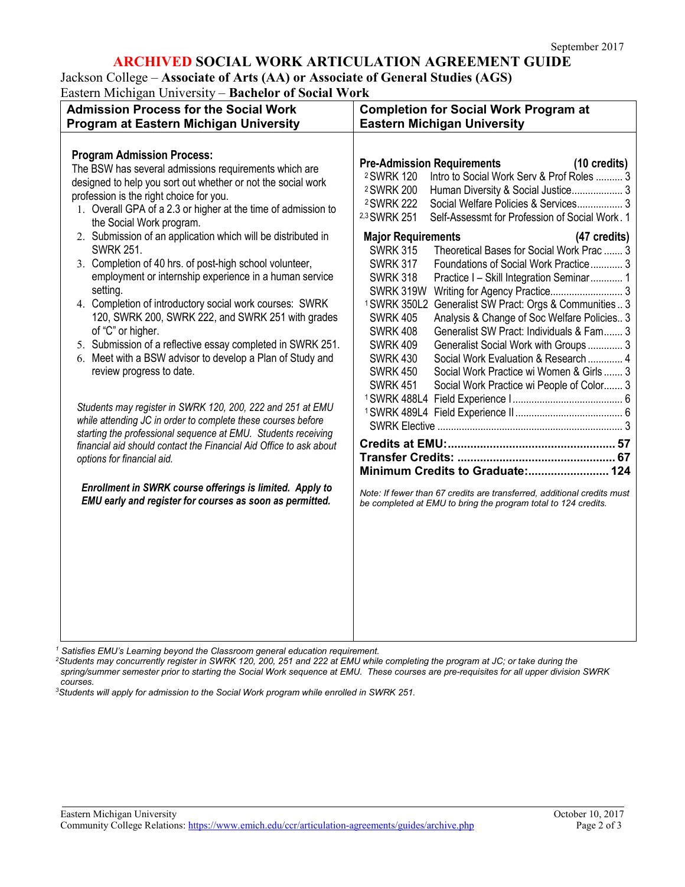September 2017

# ARCHIVED SOCIAL WORK ARTICULATION AGREEMENT GUIDE

Jackson College – **Associate of Arts (AA) or Associate of General Studies (AGS)**
Eastern Michigan University – **Bachelor of Social Work**

## Admission Process for the Social Work Program at Eastern Michigan University

**Program Admission Process:**
The BSW has several admissions requirements which are designed to help you sort out whether or not the social work profession is the right choice for you.

1. Overall GPA of a 2.3 or higher at the time of admission to the Social Work program.
2. Submission of an application which will be distributed in SWRK 251.
3. Completion of 40 hrs. of post-high school volunteer, employment or internship experience in a human service setting.
4. Completion of introductory social work courses: SWRK 120, SWRK 200, SWRK 222, and SWRK 251 with grades of "C" or higher.
5. Submission of a reflective essay completed in SWRK 251.
6. Meet with a BSW advisor to develop a Plan of Study and review progress to date.

*Students may register in SWRK 120, 200, 222 and 251 at EMU while attending JC in order to complete these courses before starting the professional sequence at EMU. Students receiving financial aid should contact the Financial Aid Office to ask about options for financial aid.*

***Enrollment in SWRK course offerings is limited. Apply to EMU early and register for courses as soon as permitted.***

## Completion for Social Work Program at Eastern Michigan University

**Pre-Admission Requirements (10 credits)**

| Course | Title | Credits |
|---|---|---|
| [2]SWRK 120 | Intro to Social Work Serv & Prof Roles | 3 |
| [2]SWRK 200 | Human Diversity & Social Justice | 3 |
| [2]SWRK 222 | Social Welfare Policies & Services | 3 |
| [2,3]SWRK 251 | Self-Assessmt for Profession of Social Work | 1 |

**Major Requirements (47 credits)**

| Course | Title | Credits |
|---|---|---|
| SWRK 315 | Theoretical Bases for Social Work Prac | 3 |
| SWRK 317 | Foundations of Social Work Practice | 3 |
| SWRK 318 | Practice I – Skill Integration Seminar | 1 |
| SWRK 319W | Writing for Agency Practice | 3 |
| [1]SWRK 350L2 | Generalist SW Pract: Orgs & Communities | 3 |
| SWRK 405 | Analysis & Change of Soc Welfare Policies | 3 |
| SWRK 408 | Generalist SW Pract: Individuals & Fam | 3 |
| SWRK 409 | Generalist Social Work with Groups | 3 |
| SWRK 430 | Social Work Evaluation & Research | 4 |
| SWRK 450 | Social Work Practice wi Women & Girls | 3 |
| SWRK 451 | Social Work Practice wi People of Color | 3 |
| [1]SWRK 488L4 | Field Experience I | 6 |
| [1]SWRK 489L4 | Field Experience II | 6 |
| SWRK Elective | | 3 |

**Credits at EMU: 57**
**Transfer Credits: 67**
**Minimum Credits to Graduate: 124**

*Note: If fewer than 67 credits are transferred, additional credits must be completed at EMU to bring the program total to 124 credits.*

---

[1] *Satisfies EMU's Learning beyond the Classroom general education requirement.*
[2] *Students may concurrently register in SWRK 120, 200, 251 and 222 at EMU while completing the program at JC; or take during the spring/summer semester prior to starting the Social Work sequence at EMU. These courses are pre-requisites for all upper division SWRK courses.*
[3] *Students will apply for admission to the Social Work program while enrolled in SWRK 251.*

Eastern Michigan University
Community College Relations: https://www.emich.edu/ccr/articulation-agreements/guides/archive.php
October 10, 2017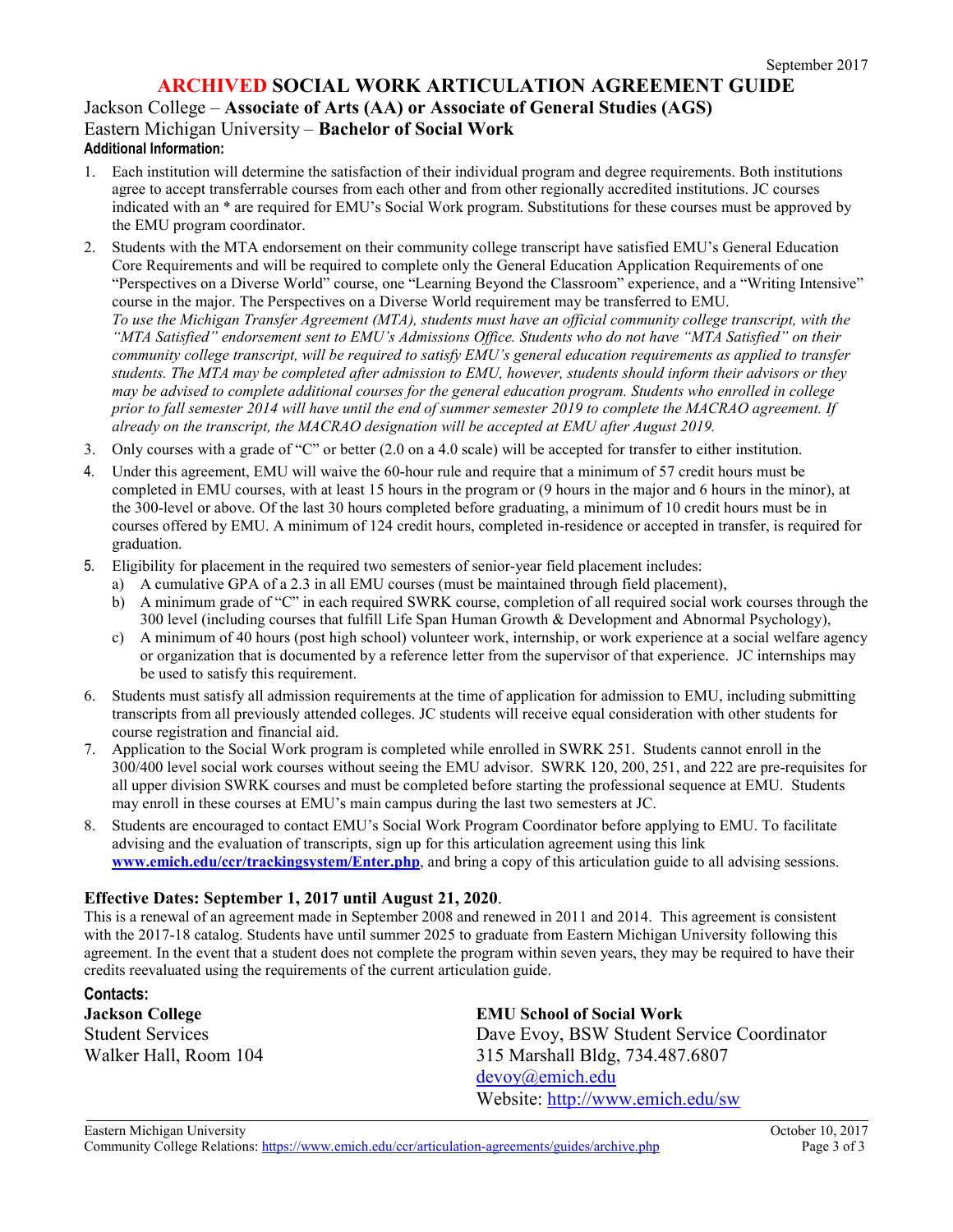September 2017

# ARCHIVED SOCIAL WORK ARTICULATION AGREEMENT GUIDE

## Jackson College – **Associate of Arts (AA) or Associate of General Studies (AGS)**
## Eastern Michigan University – **Bachelor of Social Work**

### Additional Information:

1. Each institution will determine the satisfaction of their individual program and degree requirements. Both institutions agree to accept transferrable courses from each other and from other regionally accredited institutions. JC courses indicated with an * are required for EMU's Social Work program. Substitutions for these courses must be approved by the EMU program coordinator.
2. Students with the MTA endorsement on their community college transcript have satisfied EMU's General Education Core Requirements and will be required to complete only the General Education Application Requirements of one "Perspectives on a Diverse World" course, one "Learning Beyond the Classroom" experience, and a "Writing Intensive" course in the major. The Perspectives on a Diverse World requirement may be transferred to EMU.
   *To use the Michigan Transfer Agreement (MTA), students must have an official community college transcript, with the "MTA Satisfied" endorsement sent to EMU's Admissions Office. Students who do not have "MTA Satisfied" on their community college transcript, will be required to satisfy EMU's general education requirements as applied to transfer students. The MTA may be completed after admission to EMU, however, students should inform their advisors or they may be advised to complete additional courses for the general education program. Students who enrolled in college prior to fall semester 2014 will have until the end of summer semester 2019 to complete the MACRAO agreement. If already on the transcript, the MACRAO designation will be accepted at EMU after August 2019.*
3. Only courses with a grade of "C" or better (2.0 on a 4.0 scale) will be accepted for transfer to either institution.
4. Under this agreement, EMU will waive the 60-hour rule and require that a minimum of 57 credit hours must be completed in EMU courses, with at least 15 hours in the program or (9 hours in the major and 6 hours in the minor), at the 300-level or above. Of the last 30 hours completed before graduating, a minimum of 10 credit hours must be in courses offered by EMU. A minimum of 124 credit hours, completed in-residence or accepted in transfer, is required for graduation.
5. Eligibility for placement in the required two semesters of senior-year field placement includes:
   a) A cumulative GPA of a 2.3 in all EMU courses (must be maintained through field placement),
   b) A minimum grade of "C" in each required SWRK course, completion of all required social work courses through the 300 level (including courses that fulfill Life Span Human Growth & Development and Abnormal Psychology),
   c) A minimum of 40 hours (post high school) volunteer work, internship, or work experience at a social welfare agency or organization that is documented by a reference letter from the supervisor of that experience. JC internships may be used to satisfy this requirement.
6. Students must satisfy all admission requirements at the time of application for admission to EMU, including submitting transcripts from all previously attended colleges. JC students will receive equal consideration with other students for course registration and financial aid.
7. Application to the Social Work program is completed while enrolled in SWRK 251. Students cannot enroll in the 300/400 level social work courses without seeing the EMU advisor. SWRK 120, 200, 251, and 222 are pre-requisites for all upper division SWRK courses and must be completed before starting the professional sequence at EMU. Students may enroll in these courses at EMU's main campus during the last two semesters at JC.
8. Students are encouraged to contact EMU's Social Work Program Coordinator before applying to EMU. To facilitate advising and the evaluation of transcripts, sign up for this articulation agreement using this link **www.emich.edu/ccr/trackingsystem/Enter.php**, and bring a copy of this articulation guide to all advising sessions.

### Effective Dates: September 1, 2017 until August 21, 2020.

This is a renewal of an agreement made in September 2008 and renewed in 2011 and 2014. This agreement is consistent with the 2017-18 catalog. Students have until summer 2025 to graduate from Eastern Michigan University following this agreement. In the event that a student does not complete the program within seven years, they may be required to have their credits reevaluated using the requirements of the current articulation guide.

### Contacts:

**Jackson College**
Student Services
Walker Hall, Room 104

**EMU School of Social Work**
Dave Evoy, BSW Student Service Coordinator
315 Marshall Bldg, 734.487.6807
devoy@emich.edu
Website: http://www.emich.edu/sw

Eastern Michigan University
Community College Relations: https://www.emich.edu/ccr/articulation-agreements/guides/archive.php
October 10, 2017